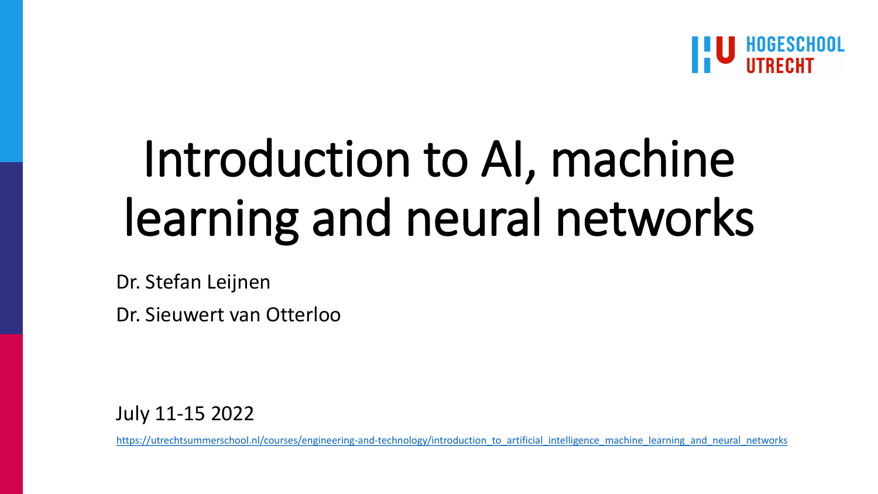# Introduction to AI, machine learning and neural networks

Dr. Stefan Leijnen

Dr. Sieuwert van Otterloo

July 11-15 2022

https://utrechtsummerschool.nl/courses/engineering-and-technology/introduction_to_artificial_intelligence_machine_learning_and_neural_networks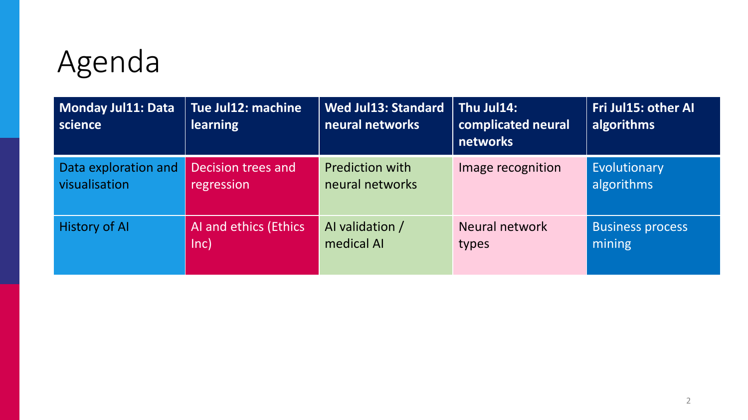# Agenda

| Monday Jul11: Data science | Tue Jul12: machine learning | Wed Jul13: Standard neural networks | Thu Jul14: complicated neural networks | Fri Jul15: other AI algorithms |
|---|---|---|---|---|
| Data exploration and visualisation | Decision trees and regression | Prediction with neural networks | Image recognition | Evolutionary algorithms |
| History of AI | AI and ethics (Ethics Inc) | AI validation / medical AI | Neural network types | Business process mining |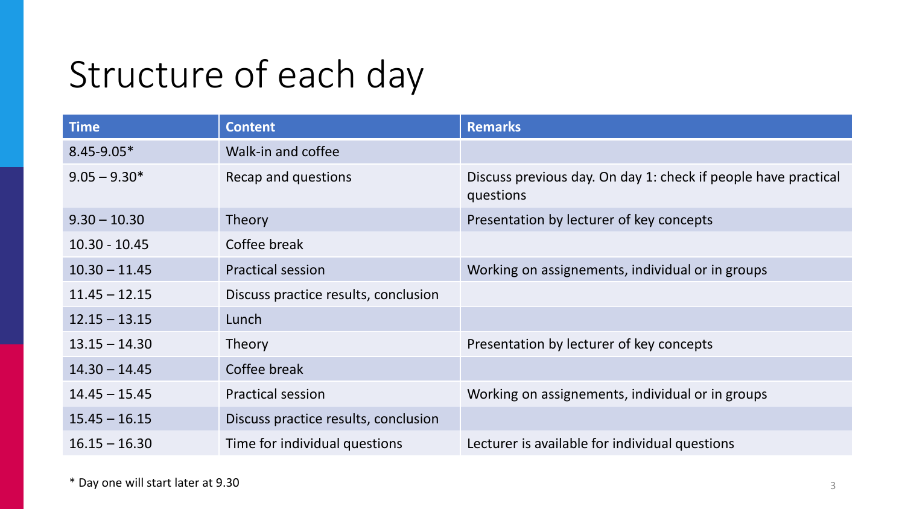# Structure of each day

| Time | Content | Remarks |
| --- | --- | --- |
| 8.45-9.05* | Walk-in and coffee | |
| 9.05 – 9.30* | Recap and questions | Discuss previous day. On day 1: check if people have practical questions |
| 9.30 – 10.30 | Theory | Presentation by lecturer of key concepts |
| 10.30 - 10.45 | Coffee break | |
| 10.30 – 11.45 | Practical session | Working on assignements, individual or in groups |
| 11.45 – 12.15 | Discuss practice results, conclusion | |
| 12.15 – 13.15 | Lunch | |
| 13.15 – 14.30 | Theory | Presentation by lecturer of key concepts |
| 14.30 – 14.45 | Coffee break | |
| 14.45 – 15.45 | Practical session | Working on assignements, individual or in groups |
| 15.45 – 16.15 | Discuss practice results, conclusion | |
| 16.15 – 16.30 | Time for individual questions | Lecturer is available for individual questions |

* Day one will start later at 9.30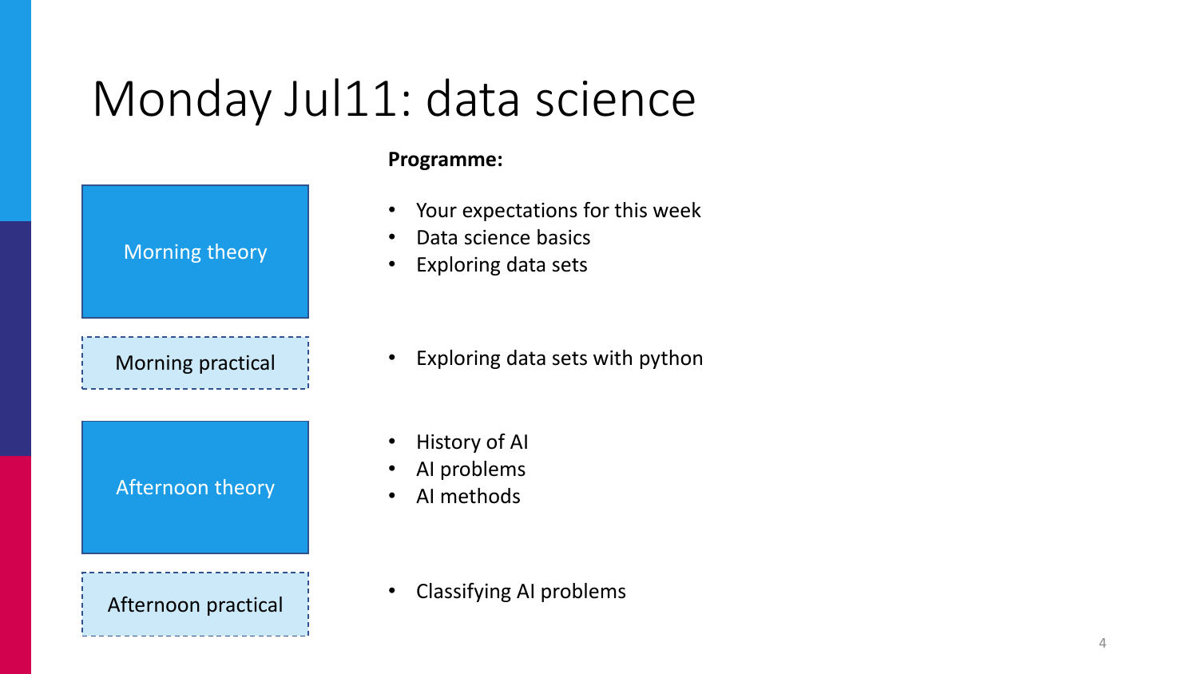# Monday Jul11: data science

**Programme:**

| Session | Programme |
| --- | --- |
| Morning theory | • Your expectations for this week<br>• Data science basics<br>• Exploring data sets |
| Morning practical | • Exploring data sets with python |
| Afternoon theory | • History of AI<br>• AI problems<br>• AI methods |
| Afternoon practical | • Classifying AI problems |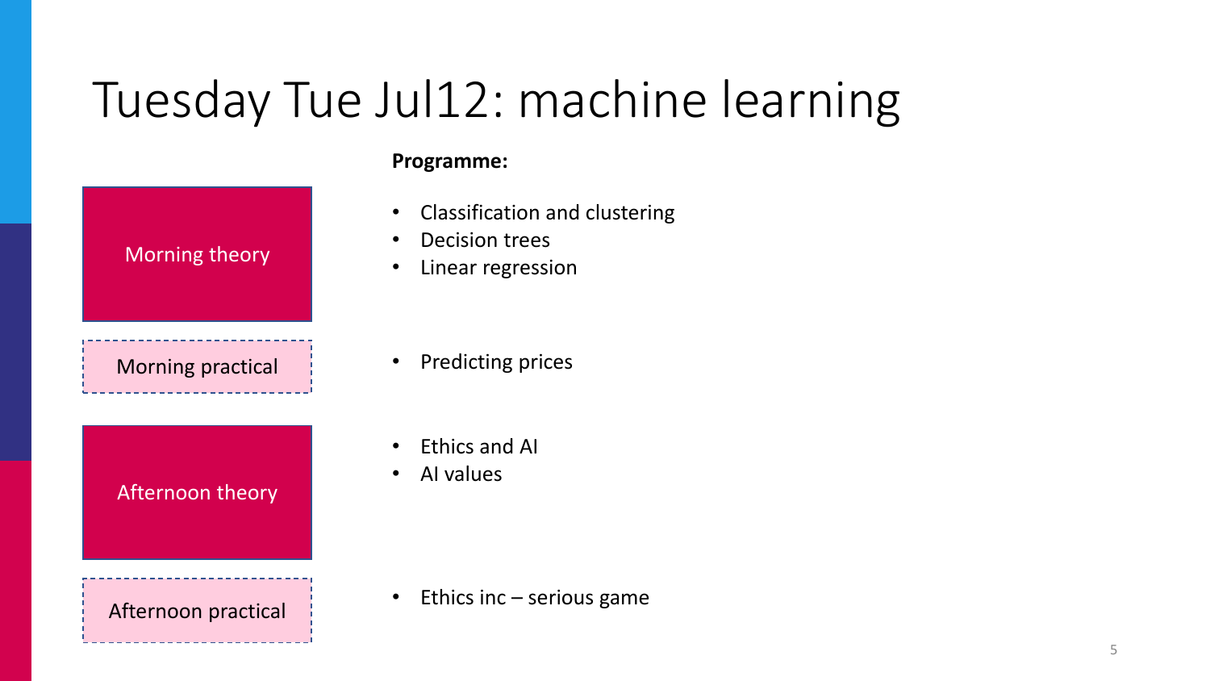# Tuesday Tue Jul12: machine learning

**Programme:**

| | |
|---|---|
| Morning theory | • Classification and clustering<br>• Decision trees<br>• Linear regression |
| Morning practical | • Predicting prices |
| Afternoon theory | • Ethics and AI<br>• AI values |
| Afternoon practical | • Ethics inc – serious game |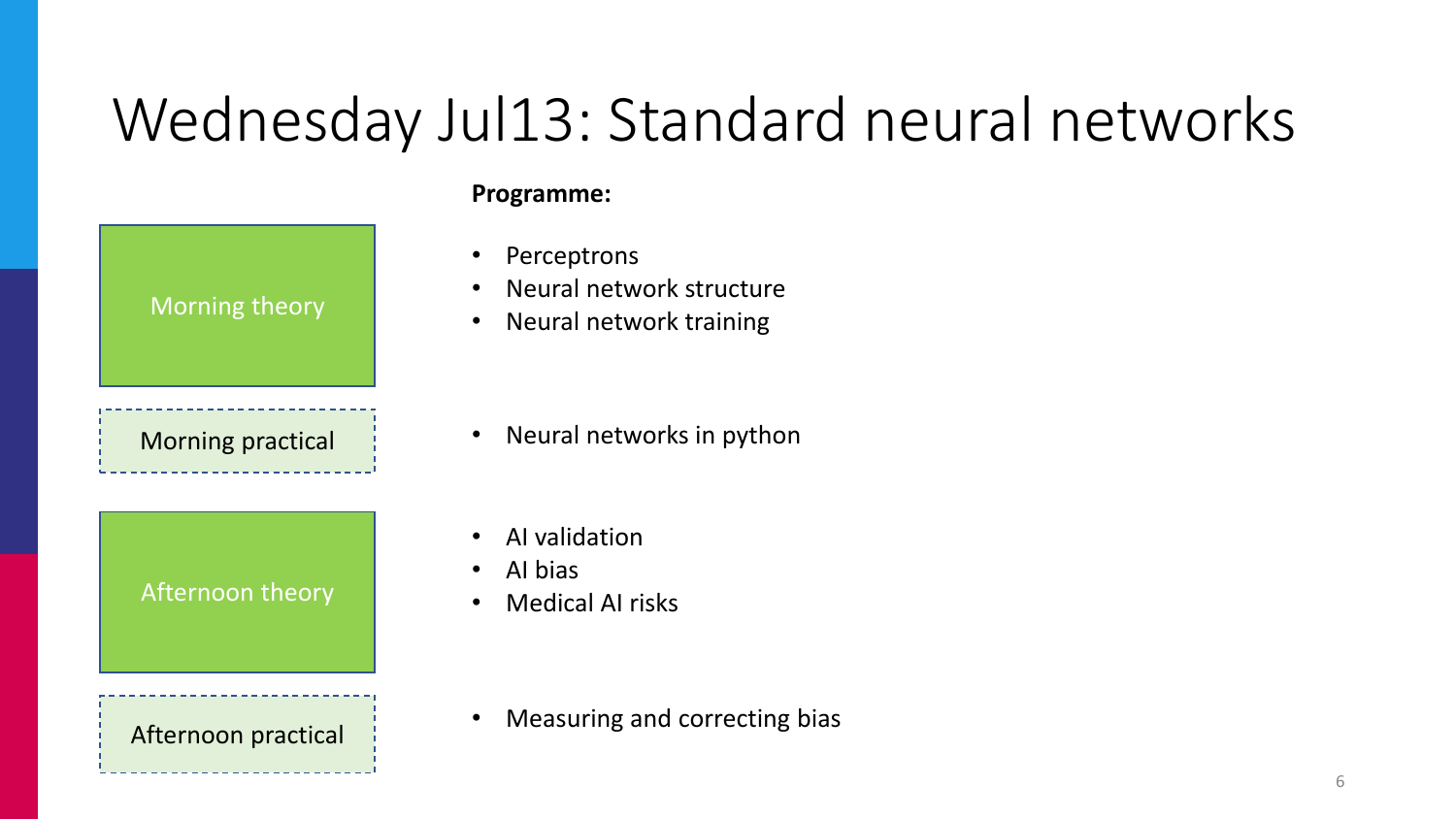# Wednesday Jul13: Standard neural networks

**Programme:**

Morning theory

- Perceptrons
- Neural network structure
- Neural network training

Morning practical

- Neural networks in python

Afternoon theory

- AI validation
- AI bias
- Medical AI risks

Afternoon practical

- Measuring and correcting bias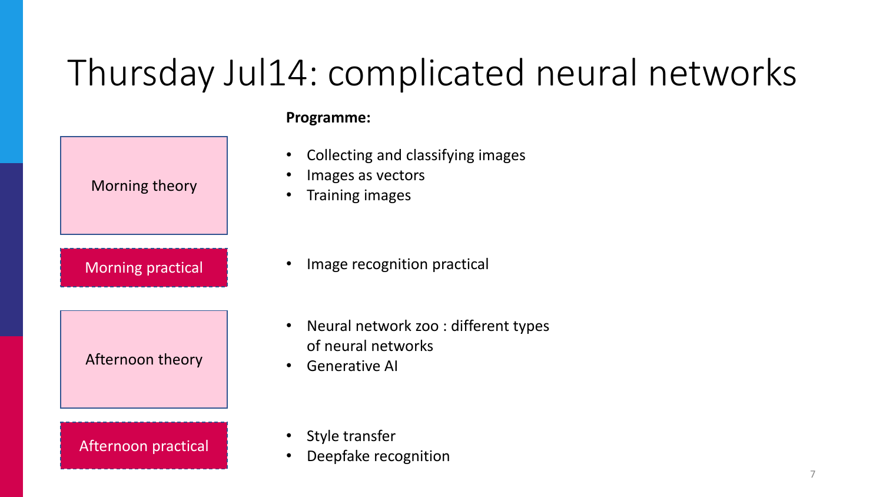# Thursday Jul14: complicated neural networks

**Programme:**

| Session | Topics |
| --- | --- |
| Morning theory | • Collecting and classifying images<br>• Images as vectors<br>• Training images |
| Morning practical | • Image recognition practical |
| Afternoon theory | • Neural network zoo : different types of neural networks<br>• Generative AI |
| Afternoon practical | • Style transfer<br>• Deepfake recognition |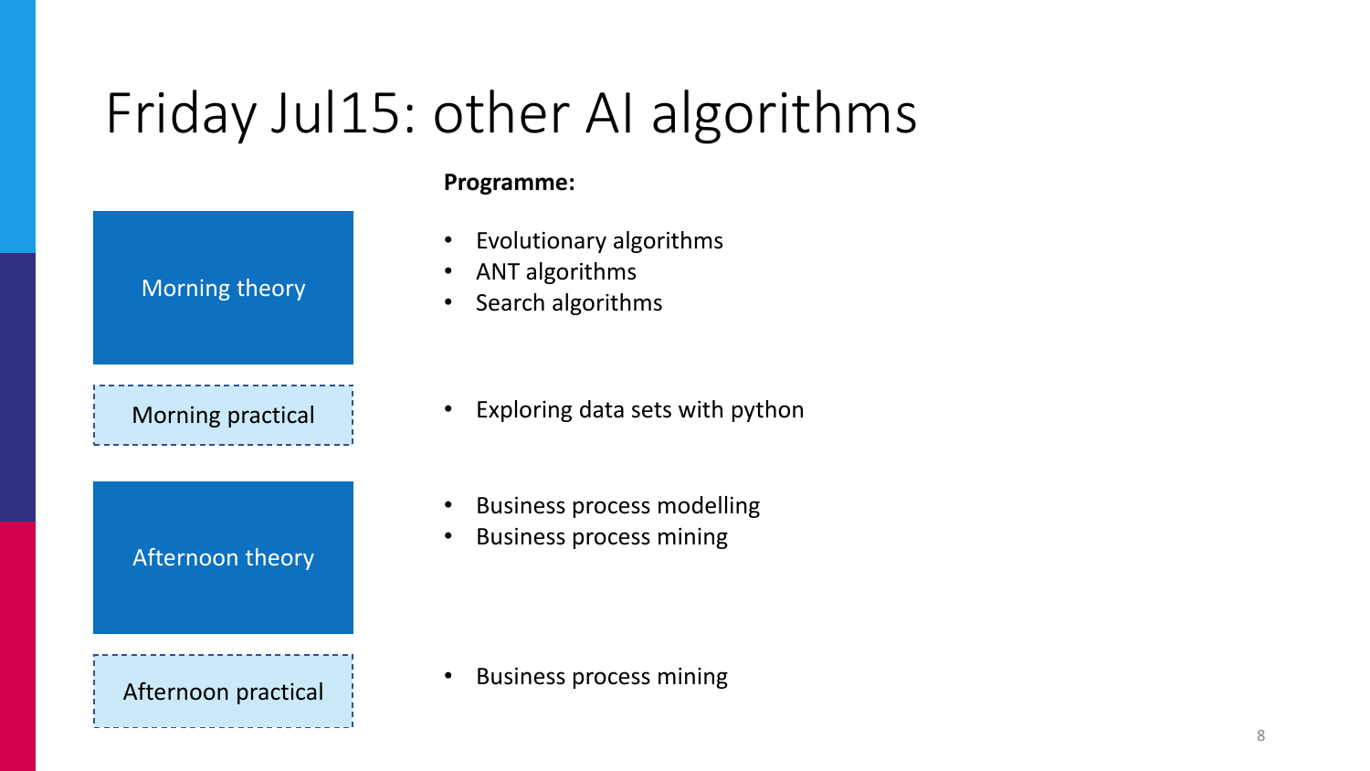# Friday Jul15: other AI algorithms

**Programme:**

| | |
|---|---|
| Morning theory | • Evolutionary algorithms<br>• ANT algorithms<br>• Search algorithms |
| Morning practical | • Exploring data sets with python |
| Afternoon theory | • Business process modelling<br>• Business process mining |
| Afternoon practical | • Business process mining |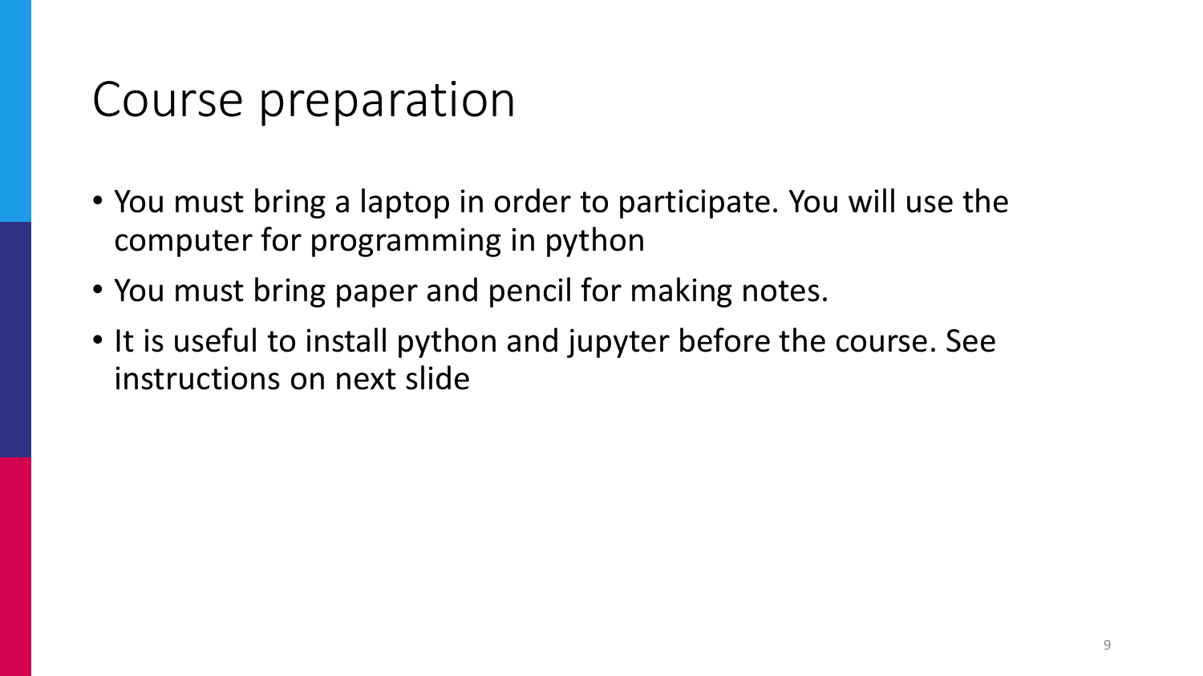# Course preparation

- You must bring a laptop in order to participate. You will use the computer for programming in python
- You must bring paper and pencil for making notes.
- It is useful to install python and jupyter before the course. See instructions on next slide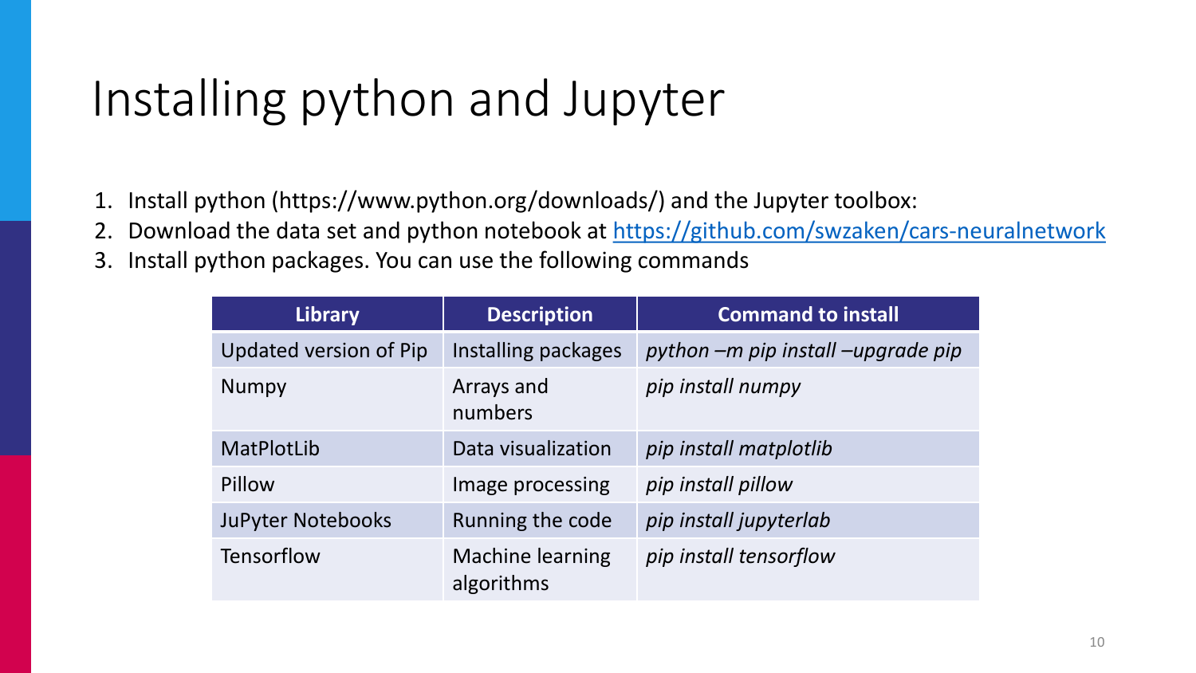# Installing python and Jupyter

1. Install python (https://www.python.org/downloads/) and the Jupyter toolbox:
2. Download the data set and python notebook at https://github.com/swzaken/cars-neuralnetwork
3. Install python packages. You can use the following commands

| Library | Description | Command to install |
|---|---|---|
| Updated version of Pip | Installing packages | *python –m pip install –upgrade pip* |
| Numpy | Arrays and numbers | *pip install numpy* |
| MatPlotLib | Data visualization | *pip install matplotlib* |
| Pillow | Image processing | *pip install pillow* |
| JuPyter Notebooks | Running the code | *pip install jupyterlab* |
| Tensorflow | Machine learning algorithms | *pip install tensorflow* |